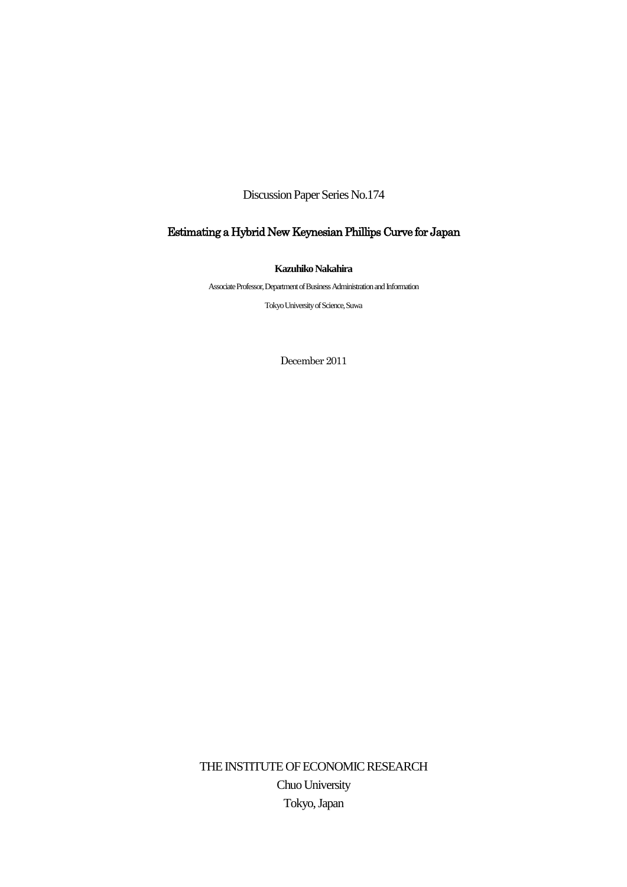Discussion Paper Series No.174

# Estimating a Hybrid New Keynesian Phillips Curve for Japan

**Kazuhiko Nakahira**

Associate Professor, Department of Business Administration and Information

Tokyo University of Science, Suwa

December 2011

THE INSTITUTE OF ECONOMIC RESEARCH

Chuo University

Tokyo, Japan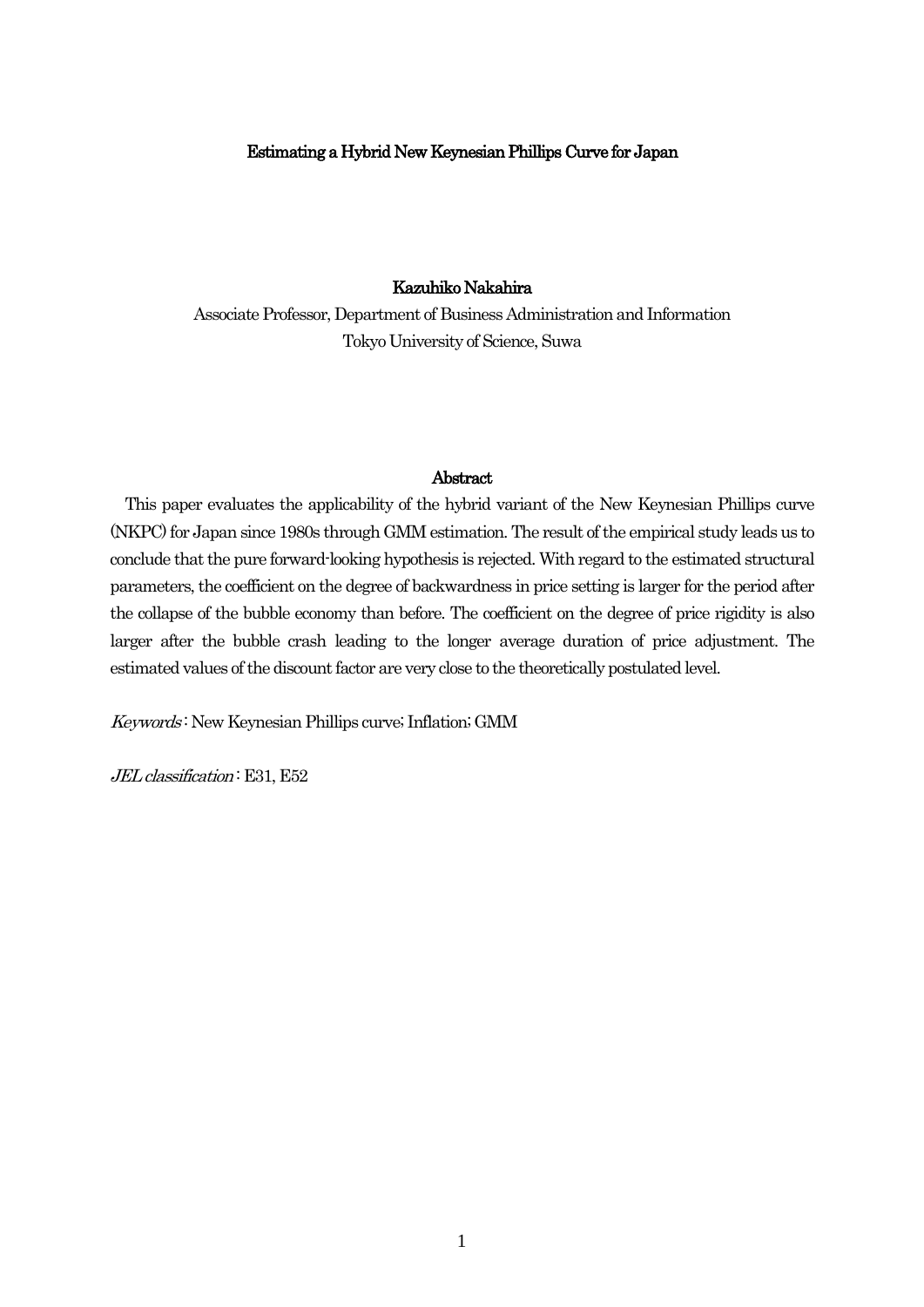# Estimating a Hybrid New Keynesian Phillips Curve for Japan

**Kazuhiko Nakahira**

Associate Professor, Department of Business Administration and Information
Tokyo University of Science, Suwa

## Abstract

This paper evaluates the applicability of the hybrid variant of the New Keynesian Phillips curve (NKPC) for Japan since 1980s through GMM estimation. The result of the empirical study leads us to conclude that the pure forward-looking hypothesis is rejected. With regard to the estimated structural parameters, the coefficient on the degree of backwardness in price setting is larger for the period after the collapse of the bubble economy than before. The coefficient on the degree of price rigidity is also larger after the bubble crash leading to the longer average duration of price adjustment. The estimated values of the discount factor are very close to the theoretically postulated level.

*Keywords*：New Keynesian Phillips curve; Inflation; GMM

*JEL classification*：E31, E52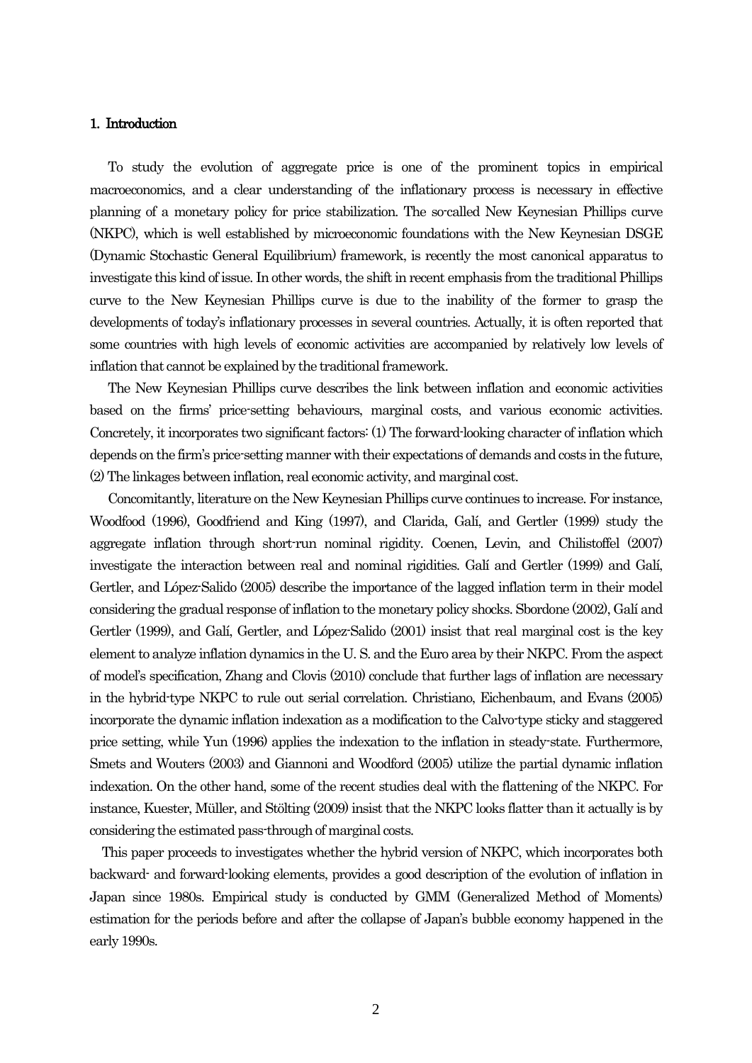## 1. Introduction

To study the evolution of aggregate price is one of the prominent topics in empirical macroeconomics, and a clear understanding of the inflationary process is necessary in effective planning of a monetary policy for price stabilization. The so-called New Keynesian Phillips curve (NKPC), which is well established by microeconomic foundations with the New Keynesian DSGE (Dynamic Stochastic General Equilibrium) framework, is recently the most canonical apparatus to investigate this kind of issue. In other words, the shift in recent emphasis from the traditional Phillips curve to the New Keynesian Phillips curve is due to the inability of the former to grasp the developments of today's inflationary processes in several countries. Actually, it is often reported that some countries with high levels of economic activities are accompanied by relatively low levels of inflation that cannot be explained by the traditional framework.

The New Keynesian Phillips curve describes the link between inflation and economic activities based on the firms' price-setting behaviours, marginal costs, and various economic activities. Concretely, it incorporates two significant factors: (1) The forward-looking character of inflation which depends on the firm's price-setting manner with their expectations of demands and costs in the future, (2) The linkages between inflation, real economic activity, and marginal cost.

Concomitantly, literature on the New Keynesian Phillips curve continues to increase. For instance, Woodfood (1996), Goodfriend and King (1997), and Clarida, Galí, and Gertler (1999) study the aggregate inflation through short-run nominal rigidity. Coenen, Levin, and Chilistoffel (2007) investigate the interaction between real and nominal rigidities. Galí and Gertler (1999) and Galí, Gertler, and López-Salido (2005) describe the importance of the lagged inflation term in their model considering the gradual response of inflation to the monetary policy shocks. Sbordone (2002), Galí and Gertler (1999), and Galí, Gertler, and López-Salido (2001) insist that real marginal cost is the key element to analyze inflation dynamics in the U. S. and the Euro area by their NKPC. From the aspect of model's specification, Zhang and Clovis (2010) conclude that further lags of inflation are necessary in the hybrid-type NKPC to rule out serial correlation. Christiano, Eichenbaum, and Evans (2005) incorporate the dynamic inflation indexation as a modification to the Calvo-type sticky and staggered price setting, while Yun (1996) applies the indexation to the inflation in steady-state. Furthermore, Smets and Wouters (2003) and Giannoni and Woodford (2005) utilize the partial dynamic inflation indexation. On the other hand, some of the recent studies deal with the flattening of the NKPC. For instance, Kuester, Müller, and Stölting (2009) insist that the NKPC looks flatter than it actually is by considering the estimated pass-through of marginal costs.

This paper proceeds to investigates whether the hybrid version of NKPC, which incorporates both backward- and forward-looking elements, provides a good description of the evolution of inflation in Japan since 1980s. Empirical study is conducted by GMM (Generalized Method of Moments) estimation for the periods before and after the collapse of Japan's bubble economy happened in the early 1990s.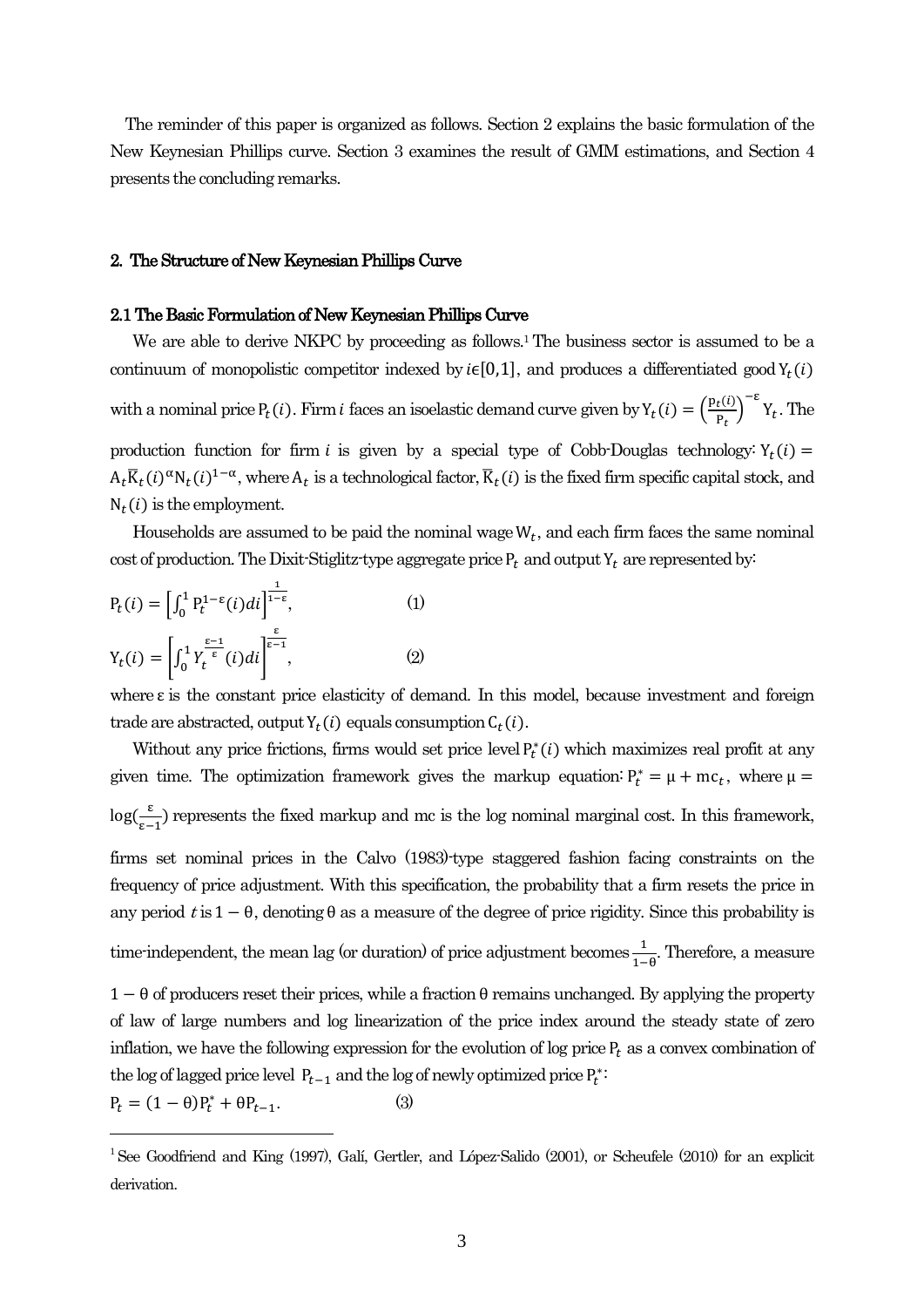The reminder of this paper is organized as follows. Section 2 explains the basic formulation of the New Keynesian Phillips curve. Section 3 examines the result of GMM estimations, and Section 4 presents the concluding remarks.

## 2. The Structure of New Keynesian Phillips Curve

### 2.1 The Basic Formulation of New Keynesian Phillips Curve

We are able to derive NKPC by proceeding as follows.[1] The business sector is assumed to be a continuum of monopolistic competitor indexed by $i \in [0,1]$, and produces a differentiated good $Y_t(i)$ with a nominal price $P_t(i)$. Firm $i$ faces an isoelastic demand curve given by $Y_t(i) = \left(\frac{P_t(i)}{P_t}\right)^{-\varepsilon} Y_t$. The production function for firm $i$ is given by a special type of Cobb-Douglas technology: $Y_t(i) = A_t \overline{K}_t(i)^{\alpha} N_t(i)^{1-\alpha}$, where $A_t$ is a technological factor, $\overline{K}_t(i)$ is the fixed firm specific capital stock, and $N_t(i)$ is the employment.

Households are assumed to be paid the nominal wage $W_t$, and each firm faces the same nominal cost of production. The Dixit-Stiglitz-type aggregate price $P_t$ and output $Y_t$ are represented by:

$$P_t(i) = \left[\int_0^1 P_t^{1-\varepsilon}(i)di\right]^{\frac{1}{1-\varepsilon}}, \qquad (1)$$

$$Y_t(i) = \left[\int_0^1 Y_t^{\frac{\varepsilon-1}{\varepsilon}}(i)di\right]^{\frac{\varepsilon}{\varepsilon-1}}, \qquad (2)$$

where $\varepsilon$ is the constant price elasticity of demand. In this model, because investment and foreign trade are abstracted, output $Y_t(i)$ equals consumption $C_t(i)$.

Without any price frictions, firms would set price level $P_t^*(i)$ which maximizes real profit at any given time. The optimization framework gives the markup equation: $P_t^* = \mu + mc_t$, where $\mu = \log(\frac{\varepsilon}{\varepsilon-1})$ represents the fixed markup and mc is the log nominal marginal cost. In this framework, firms set nominal prices in the Calvo (1983)-type staggered fashion facing constraints on the frequency of price adjustment. With this specification, the probability that a firm resets the price in any period $t$ is $1-\theta$, denoting $\theta$ as a measure of the degree of price rigidity. Since this probability is time-independent, the mean lag (or duration) of price adjustment becomes $\frac{1}{1-\theta}$. Therefore, a measure $1-\theta$ of producers reset their prices, while a fraction $\theta$ remains unchanged. By applying the property of law of large numbers and log linearization of the price index around the steady state of zero inflation, we have the following expression for the evolution of log price $P_t$ as a convex combination of the log of lagged price level $P_{t-1}$ and the log of newly optimized price $P_t^*$:

$$P_t = (1-\theta)P_t^* + \theta P_{t-1}. \qquad (3)$$

[1] See Goodfriend and King (1997), Galí, Gertler, and López-Salido (2001), or Scheufele (2010) for an explicit derivation.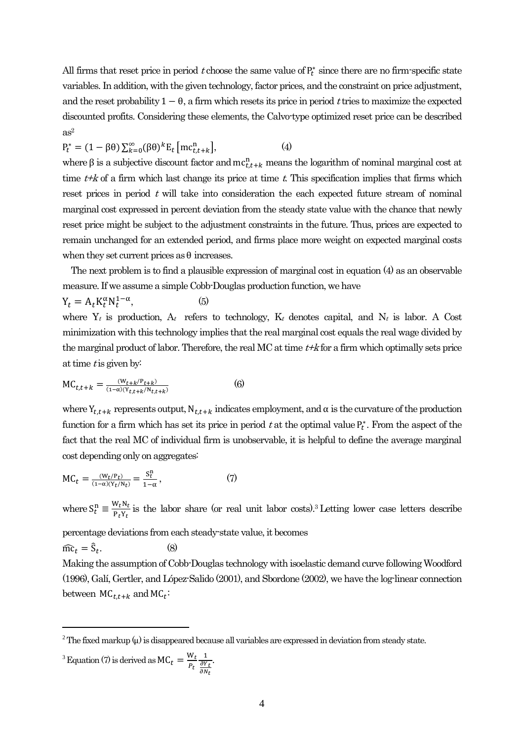All firms that reset price in period $t$ choose the same value of $P_t^*$ since there are no firm-specific state variables. In addition, with the given technology, factor prices, and the constraint on price adjustment, and the reset probability $1-\theta$, a firm which resets its price in period $t$ tries to maximize the expected discounted profits. Considering these elements, the Calvo-type optimized reset price can be described as[2]

$$P_t^* = (1-\beta\theta)\sum_{k=0}^{\infty}(\beta\theta)^k E_t\left[mc_{t,t+k}^n\right], \qquad (4)$$

where $\beta$ is a subjective discount factor and $mc_{t,t+k}^n$ means the logarithm of nominal marginal cost at time $t+k$ of a firm which last change its price at time $t$. This specification implies that firms which reset prices in period $t$ will take into consideration the each expected future stream of nominal marginal cost expressed in percent deviation from the steady state value with the chance that newly reset price might be subject to the adjustment constraints in the future. Thus, prices are expected to remain unchanged for an extended period, and firms place more weight on expected marginal costs when they set current prices as $\theta$ increases.

The next problem is to find a plausible expression of marginal cost in equation (4) as an observable measure. If we assume a simple Cobb-Douglas production function, we have

$$Y_t = A_t K_t^{\alpha} N_t^{1-\alpha}, \qquad (5)$$

where $Y_t$ is production, $A_t$ refers to technology, $K_t$ denotes capital, and $N_t$ is labor. A Cost minimization with this technology implies that the real marginal cost equals the real wage divided by the marginal product of labor. Therefore, the real MC at time $t+k$ for a firm which optimally sets price at time $t$ is given by:

$$MC_{t,t+k} = \frac{(W_{t+k}/P_{t+k})}{(1-\alpha)(Y_{t,t+k}/N_{t,t+k})} \qquad (6)$$

where $Y_{t,t+k}$ represents output, $N_{t,t+k}$ indicates employment, and $\alpha$ is the curvature of the production function for a firm which has set its price in period $t$ at the optimal value $P_t^*$. From the aspect of the fact that the real MC of individual firm is unobservable, it is helpful to define the average marginal cost depending only on aggregates:

$$MC_t = \frac{(W_t/P_t)}{(1-\alpha)(Y_t/N_t)} = \frac{S_t^n}{1-\alpha}, \qquad (7)$$

where $S_t^n \equiv \frac{W_t N_t}{P_t Y_t}$ is the labor share (or real unit labor costs).[3] Letting lower case letters describe percentage deviations from each steady-state value, it becomes

$$\widehat{mc}_t = \hat{S}_t. \qquad (8)$$

Making the assumption of Cobb-Douglas technology with isoelastic demand curve following Woodford (1996), Galí, Gertler, and López-Salido (2001), and Sbordone (2002), we have the log-linear connection between $MC_{t,t+k}$ and $MC_t$:

---

[2] The fixed markup ($\mu$) is disappeared because all variables are expressed in deviation from steady state.

[3] Equation (7) is derived as $MC_t = \frac{W_t}{P_t}\frac{1}{\frac{\partial Y_t}{\partial N_t}}$.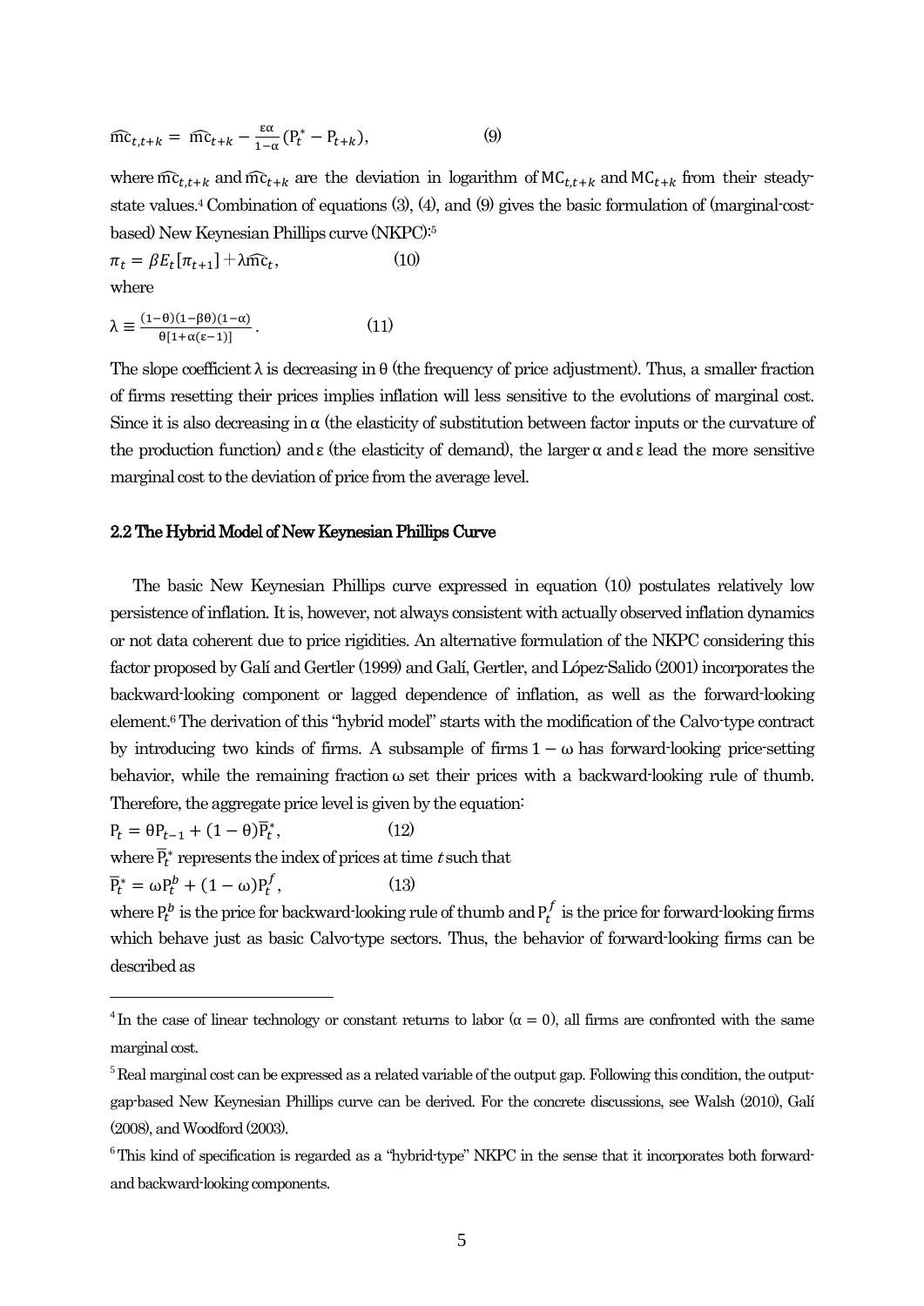$$\widehat{mc}_{t,t+k} = \widehat{mc}_{t+k} - \frac{\varepsilon\alpha}{1-\alpha}(P_t^* - P_{t+k}), \qquad (9)$$

where $\widehat{mc}_{t,t+k}$ and $\widehat{mc}_{t+k}$ are the deviation in logarithm of $MC_{t,t+k}$ and $MC_{t+k}$ from their steady-state values.[4] Combination of equations (3), (4), and (9) gives the basic formulation of (marginal-cost-based) New Keynesian Phillips curve (NKPC):[5]

$$\pi_t = \beta E_t[\pi_{t+1}] + \lambda\widehat{mc}_t, \qquad (10)$$

where

$$\lambda \equiv \frac{(1-\theta)(1-\beta\theta)(1-\alpha)}{\theta[1+\alpha(\varepsilon-1)]}. \qquad (11)$$

The slope coefficient λ is decreasing in θ (the frequency of price adjustment). Thus, a smaller fraction of firms resetting their prices implies inflation will less sensitive to the evolutions of marginal cost. Since it is also decreasing in α (the elasticity of substitution between factor inputs or the curvature of the production function) and ε (the elasticity of demand), the larger α and ε lead the more sensitive marginal cost to the deviation of price from the average level.

### 2.2 The Hybrid Model of New Keynesian Phillips Curve

The basic New Keynesian Phillips curve expressed in equation (10) postulates relatively low persistence of inflation. It is, however, not always consistent with actually observed inflation dynamics or not data coherent due to price rigidities. An alternative formulation of the NKPC considering this factor proposed by Galí and Gertler (1999) and Galí, Gertler, and López-Salido (2001) incorporates the backward-looking component or lagged dependence of inflation, as well as the forward-looking element.[6] The derivation of this "hybrid model" starts with the modification of the Calvo-type contract by introducing two kinds of firms. A subsample of firms $1-\omega$ has forward-looking price-setting behavior, while the remaining fraction ω set their prices with a backward-looking rule of thumb. Therefore, the aggregate price level is given by the equation:

$$P_t = \theta P_{t-1} + (1-\theta)\overline{P}_t^*, \qquad (12)$$

where $\overline{P}_t^*$ represents the index of prices at time $t$ such that

$$\overline{P}_t^* = \omega P_t^b + (1-\omega)P_t^f, \qquad (13)$$

where $P_t^b$ is the price for backward-looking rule of thumb and $P_t^f$ is the price for forward-looking firms which behave just as basic Calvo-type sectors. Thus, the behavior of forward-looking firms can be described as

---

[4] In the case of linear technology or constant returns to labor ($\alpha = 0$), all firms are confronted with the same marginal cost.

[5] Real marginal cost can be expressed as a related variable of the output gap. Following this condition, the output-gap-based New Keynesian Phillips curve can be derived. For the concrete discussions, see Walsh (2010), Galí (2008), and Woodford (2003).

[6] This kind of specification is regarded as a "hybrid-type" NKPC in the sense that it incorporates both forward- and backward-looking components.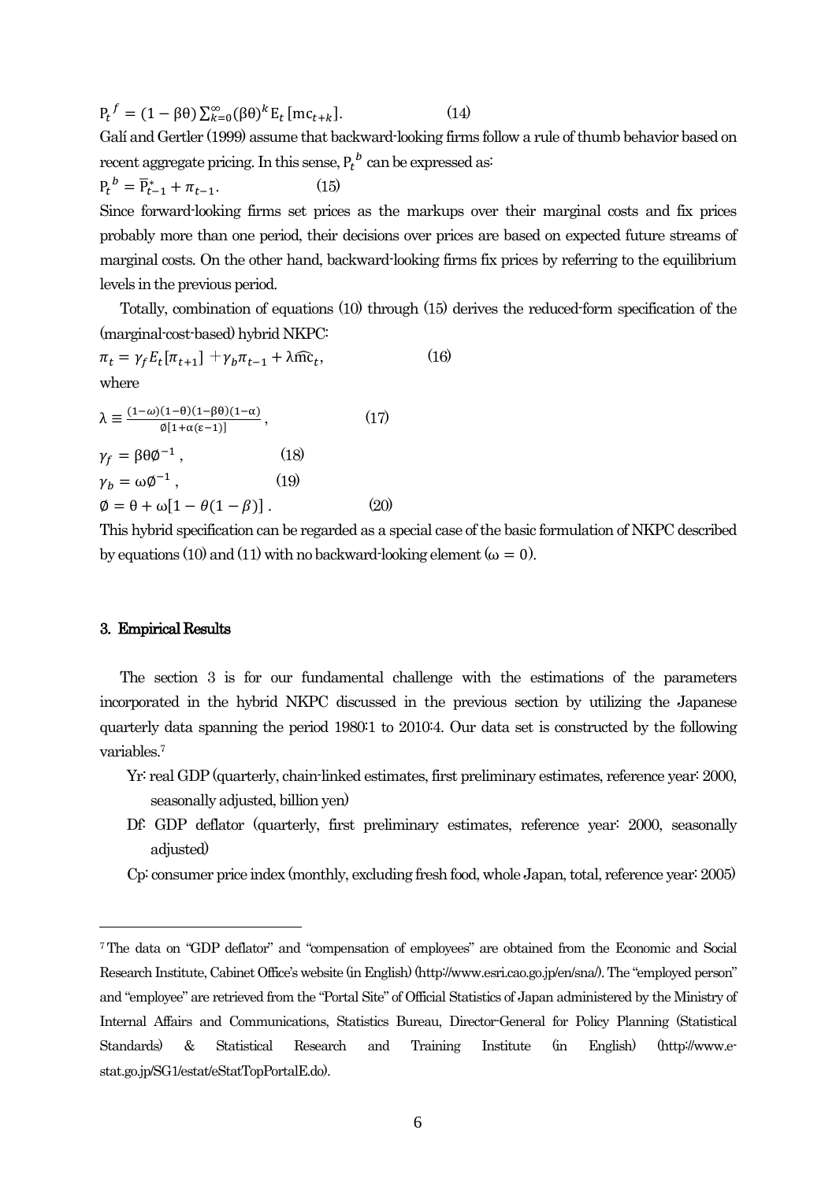$$\mathrm{P}_t{}^f = (1-\beta\theta)\sum_{k=0}^{\infty}(\beta\theta)^k \mathrm{E}_t\,[\mathrm{mc}_{t+k}]. \qquad (14)$$

Galí and Gertler (1999) assume that backward-looking firms follow a rule of thumb behavior based on recent aggregate pricing. In this sense, $\mathrm{P}_t{}^b$ can be expressed as:

$$\mathrm{P}_t{}^b = \overline{\mathrm{P}}_{t-1}^* + \pi_{t-1}. \qquad (15)$$

Since forward-looking firms set prices as the markups over their marginal costs and fix prices probably more than one period, their decisions over prices are based on expected future streams of marginal costs. On the other hand, backward-looking firms fix prices by referring to the equilibrium levels in the previous period.

Totally, combination of equations (10) through (15) derives the reduced-form specification of the (marginal-cost-based) hybrid NKPC:

$$\pi_t = \gamma_f E_t[\pi_{t+1}] + \gamma_b \pi_{t-1} + \lambda \widehat{\mathrm{mc}}_t, \qquad (16)$$

where

$$\lambda \equiv \frac{(1-\omega)(1-\theta)(1-\beta\theta)(1-\alpha)}{\emptyset[1+\alpha(\varepsilon-1)]}, \qquad (17)$$

$$\gamma_f = \beta\theta\emptyset^{-1}, \qquad (18)$$

$$\gamma_b = \omega\emptyset^{-1}, \qquad (19)$$

$$\emptyset = \theta + \omega[1-\theta(1-\beta)]. \qquad (20)$$

This hybrid specification can be regarded as a special case of the basic formulation of NKPC described by equations (10) and (11) with no backward-looking element ($\omega = 0$).

### 3. Empirical Results

The section 3 is for our fundamental challenge with the estimations of the parameters incorporated in the hybrid NKPC discussed in the previous section by utilizing the Japanese quarterly data spanning the period 1980:1 to 2010:4. Our data set is constructed by the following variables.[7]

- Yr: real GDP (quarterly, chain-linked estimates, first preliminary estimates, reference year: 2000, seasonally adjusted, billion yen)
- Df: GDP deflator (quarterly, first preliminary estimates, reference year: 2000, seasonally adjusted)
- Cp: consumer price index (monthly, excluding fresh food, whole Japan, total, reference year: 2005)

---

[7] The data on "GDP deflator" and "compensation of employees" are obtained from the Economic and Social Research Institute, Cabinet Office's website (in English) (http://www.esri.cao.go.jp/en/sna/). The "employed person" and "employee" are retrieved from the "Portal Site" of Official Statistics of Japan administered by the Ministry of Internal Affairs and Communications, Statistics Bureau, Director-General for Policy Planning (Statistical Standards) & Statistical Research and Training Institute (in English) (http://www.e-stat.go.jp/SG1/estat/eStatTopPortalE.do).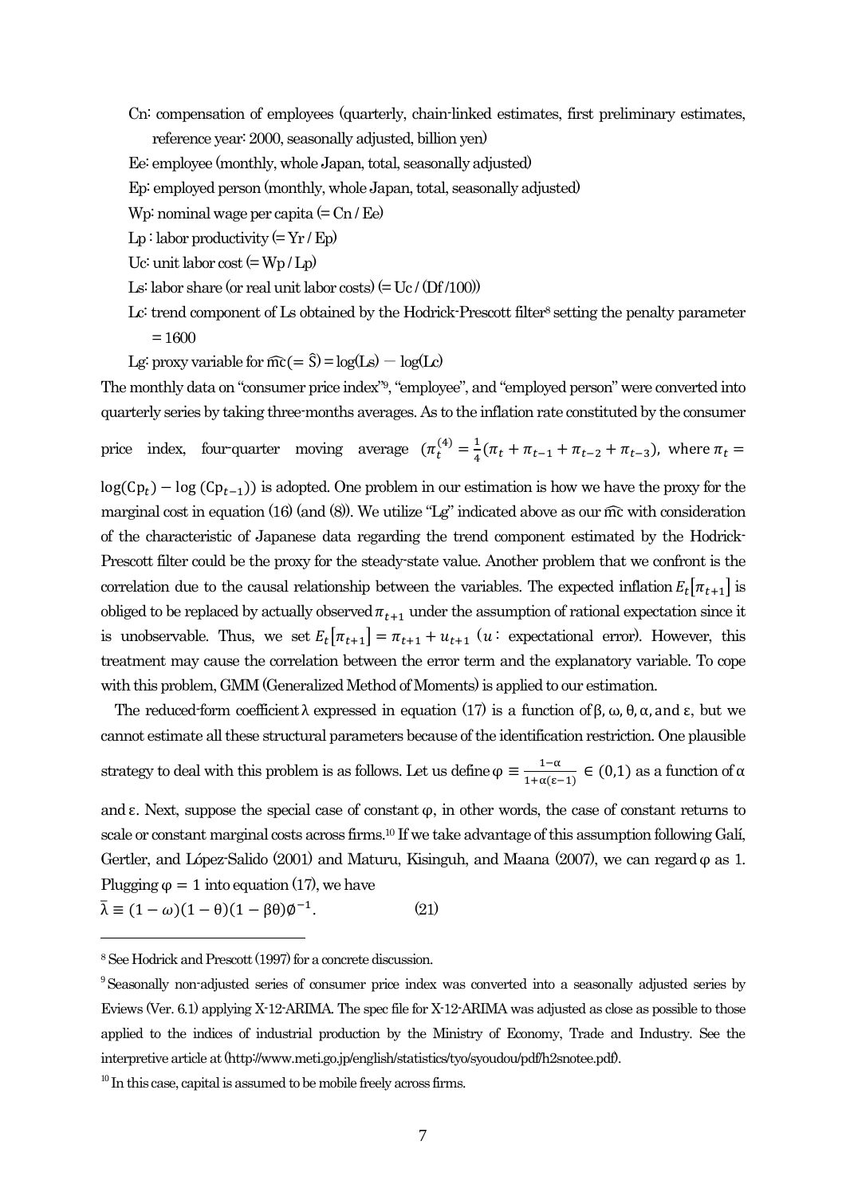Cn: compensation of employees (quarterly, chain-linked estimates, first preliminary estimates, reference year: 2000, seasonally adjusted, billion yen)

Ee: employee (monthly, whole Japan, total, seasonally adjusted)

Ep: employed person (monthly, whole Japan, total, seasonally adjusted)

Wp: nominal wage per capita (= Cn / Ee)

Lp : labor productivity (= Yr / Ep)

Uc: unit labor cost (= Wp / Lp)

Ls: labor share (or real unit labor costs) (= Uc / (Df /100))

Lc: trend component of Ls obtained by the Hodrick-Prescott filter[8] setting the penalty parameter = 1600

Lg: proxy variable for $\widehat{mc}(=\hat{S}) = \log(Ls) - \log(Lc)$

The monthly data on "consumer price index"[9], "employee", and "employed person" were converted into quarterly series by taking three-months averages. As to the inflation rate constituted by the consumer price index, four-quarter moving average ($\pi_t^{(4)} = \frac{1}{4}(\pi_t + \pi_{t-1} + \pi_{t-2} + \pi_{t-3})$, where $\pi_t = \log(Cp_t) - \log(Cp_{t-1})$) is adopted. One problem in our estimation is how we have the proxy for the marginal cost in equation (16) (and (8)). We utilize "Lg" indicated above as our $\widehat{mc}$ with consideration of the characteristic of Japanese data regarding the trend component estimated by the Hodrick-Prescott filter could be the proxy for the steady-state value. Another problem that we confront is the correlation due to the causal relationship between the variables. The expected inflation $E_t[\pi_{t+1}]$ is obliged to be replaced by actually observed $\pi_{t+1}$ under the assumption of rational expectation since it is unobservable. Thus, we set $E_t[\pi_{t+1}] = \pi_{t+1} + u_{t+1}$ ($u$ : expectational error). However, this treatment may cause the correlation between the error term and the explanatory variable. To cope with this problem, GMM (Generalized Method of Moments) is applied to our estimation.

The reduced-form coefficient $\lambda$ expressed in equation (17) is a function of $\beta$, $\omega$, $\theta$, $\alpha$, and $\varepsilon$, but we cannot estimate all these structural parameters because of the identification restriction. One plausible strategy to deal with this problem is as follows. Let us define $\varphi \equiv \frac{1-\alpha}{1+\alpha(\varepsilon-1)} \in (0,1)$ as a function of $\alpha$ and $\varepsilon$. Next, suppose the special case of constant $\varphi$, in other words, the case of constant returns to scale or constant marginal costs across firms.[10] If we take advantage of this assumption following Galí, Gertler, and López-Salido (2001) and Maturu, Kisinguh, and Maana (2007), we can regard $\varphi$ as 1. Plugging $\varphi = 1$ into equation (17), we have

$$\bar{\lambda} \equiv (1-\omega)(1-\theta)(1-\beta\theta)\phi^{-1}. \qquad (21)$$

---

[8] See Hodrick and Prescott (1997) for a concrete discussion.

[9] Seasonally non-adjusted series of consumer price index was converted into a seasonally adjusted series by Eviews (Ver. 6.1) applying X-12-ARIMA. The spec file for X-12-ARIMA was adjusted as close as possible to those applied to the indices of industrial production by the Ministry of Economy, Trade and Industry. See the interpretive article at (http://www.meti.go.jp/english/statistics/tyo/syoudou/pdf/h2snotee.pdf).

[10] In this case, capital is assumed to be mobile freely across firms.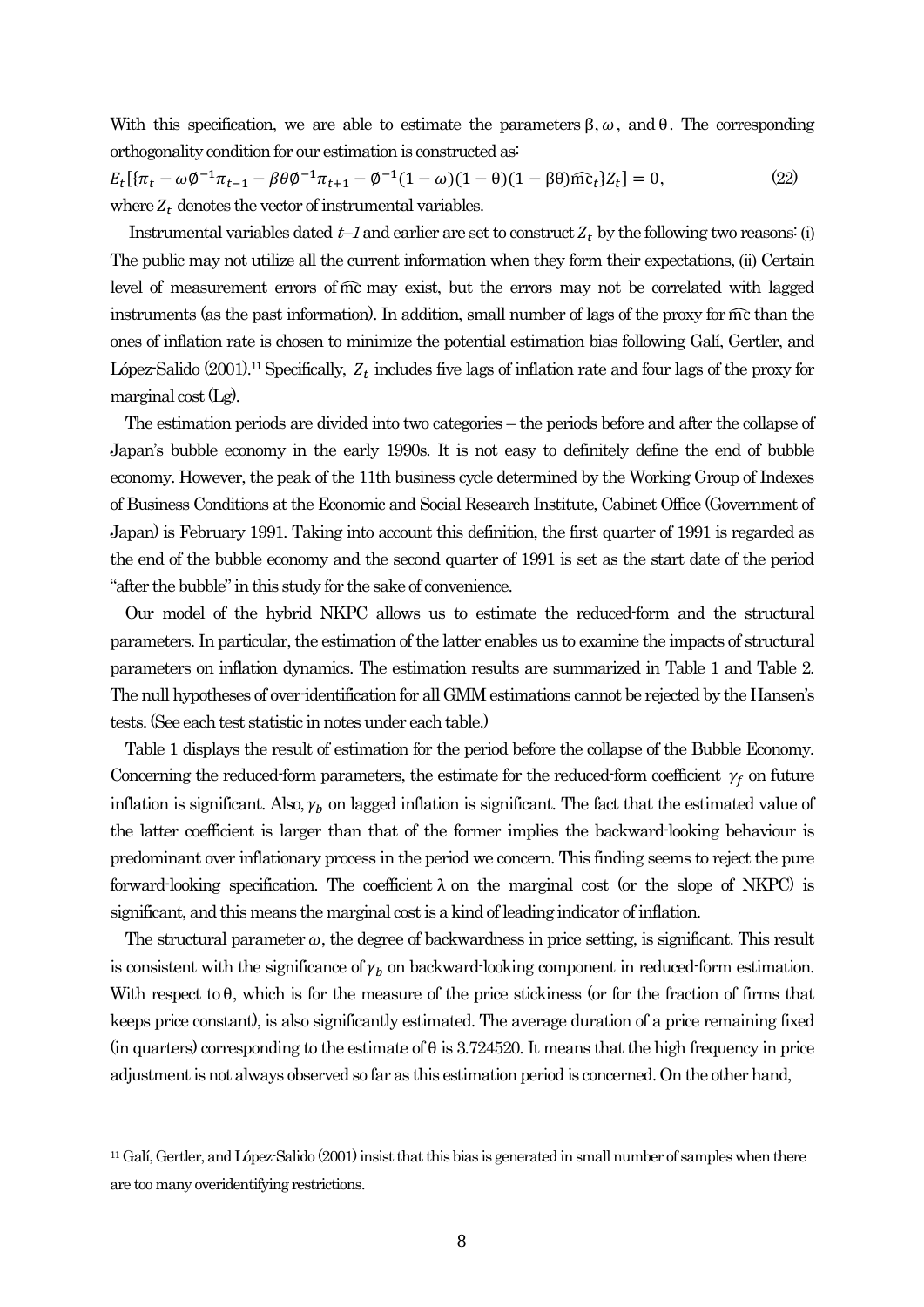With this specification, we are able to estimate the parameters $\beta$, $\omega$, and $\theta$. The corresponding orthogonality condition for our estimation is constructed as:

$$E_t[\{\pi_t - \omega\phi^{-1}\pi_{t-1} - \beta\theta\phi^{-1}\pi_{t+1} - \phi^{-1}(1-\omega)(1-\theta)(1-\beta\theta)\widehat{mc}_t\}Z_t] = 0, \tag{22}$$

where $Z_t$ denotes the vector of instrumental variables.

Instrumental variables dated *t–1* and earlier are set to construct $Z_t$ by the following two reasons: (i) The public may not utilize all the current information when they form their expectations, (ii) Certain level of measurement errors of $\widehat{mc}$ may exist, but the errors may not be correlated with lagged instruments (as the past information). In addition, small number of lags of the proxy for $\widehat{mc}$ than the ones of inflation rate is chosen to minimize the potential estimation bias following Galí, Gertler, and López-Salido (2001).[11] Specifically, $Z_t$ includes five lags of inflation rate and four lags of the proxy for marginal cost (Lg).

The estimation periods are divided into two categories – the periods before and after the collapse of Japan's bubble economy in the early 1990s. It is not easy to definitely define the end of bubble economy. However, the peak of the 11th business cycle determined by the Working Group of Indexes of Business Conditions at the Economic and Social Research Institute, Cabinet Office (Government of Japan) is February 1991. Taking into account this definition, the first quarter of 1991 is regarded as the end of the bubble economy and the second quarter of 1991 is set as the start date of the period "after the bubble" in this study for the sake of convenience.

Our model of the hybrid NKPC allows us to estimate the reduced-form and the structural parameters. In particular, the estimation of the latter enables us to examine the impacts of structural parameters on inflation dynamics. The estimation results are summarized in Table 1 and Table 2. The null hypotheses of over-identification for all GMM estimations cannot be rejected by the Hansen's tests. (See each test statistic in notes under each table.)

Table 1 displays the result of estimation for the period before the collapse of the Bubble Economy. Concerning the reduced-form parameters, the estimate for the reduced-form coefficient $\gamma_f$ on future inflation is significant. Also, $\gamma_b$ on lagged inflation is significant. The fact that the estimated value of the latter coefficient is larger than that of the former implies the backward-looking behaviour is predominant over inflationary process in the period we concern. This finding seems to reject the pure forward-looking specification. The coefficient $\lambda$ on the marginal cost (or the slope of NKPC) is significant, and this means the marginal cost is a kind of leading indicator of inflation.

The structural parameter $\omega$, the degree of backwardness in price setting, is significant. This result is consistent with the significance of $\gamma_b$ on backward-looking component in reduced-form estimation. With respect to $\theta$, which is for the measure of the price stickiness (or for the fraction of firms that keeps price constant), is also significantly estimated. The average duration of a price remaining fixed (in quarters) corresponding to the estimate of $\theta$ is 3.724520. It means that the high frequency in price adjustment is not always observed so far as this estimation period is concerned. On the other hand,

---

[11] Galí, Gertler, and López-Salido (2001) insist that this bias is generated in small number of samples when there are too many overidentifying restrictions.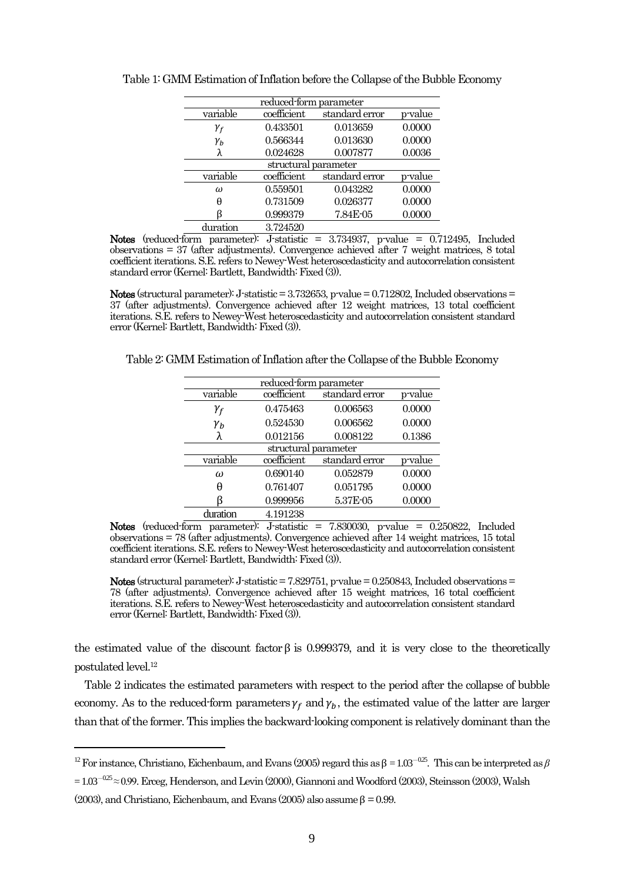Table 1: GMM Estimation of Inflation before the Collapse of the Bubble Economy

| reduced-form parameter | | | |
|---|---|---|---|
| variable | coefficient | standard error | p-value |
| $\gamma_f$ | 0.433501 | 0.013659 | 0.0000 |
| $\gamma_b$ | 0.566344 | 0.013630 | 0.0000 |
| λ | 0.024628 | 0.007877 | 0.0036 |
| **structural parameter** | | | |
| variable | coefficient | standard error | p-value |
| $\omega$ | 0.559501 | 0.043282 | 0.0000 |
| θ | 0.731509 | 0.026377 | 0.0000 |
| β | 0.999379 | 7.84E-05 | 0.0000 |
| duration | 3.724520 | | |

**Notes** (reduced-form parameter): J-statistic = 3.734937, p-value = 0.712495, Included observations = 37 (after adjustments). Convergence achieved after 7 weight matrices, 8 total coefficient iterations. S.E. refers to Newey-West heteroscedasticity and autocorrelation consistent standard error (Kernel: Bartlett, Bandwidth: Fixed (3)).

**Notes** (structural parameter): J-statistic = 3.732653, p-value = 0.712802, Included observations = 37 (after adjustments). Convergence achieved after 12 weight matrices, 13 total coefficient iterations. S.E. refers to Newey-West heteroscedasticity and autocorrelation consistent standard error (Kernel: Bartlett, Bandwidth: Fixed (3)).

Table 2: GMM Estimation of Inflation after the Collapse of the Bubble Economy

| reduced-form parameter | | | |
|---|---|---|---|
| variable | coefficient | standard error | p-value |
| $\gamma_f$ | 0.475463 | 0.006563 | 0.0000 |
| $\gamma_b$ | 0.524530 | 0.006562 | 0.0000 |
| λ | 0.012156 | 0.008122 | 0.1386 |
| **structural parameter** | | | |
| variable | coefficient | standard error | p-value |
| $\omega$ | 0.690140 | 0.052879 | 0.0000 |
| θ | 0.761407 | 0.051795 | 0.0000 |
| β | 0.999956 | 5.37E-05 | 0.0000 |
| duration | 4.191238 | | |

**Notes** (reduced-form parameter): J-statistic = 7.830030, p-value = 0.250822, Included observations = 78 (after adjustments). Convergence achieved after 14 weight matrices, 15 total coefficient iterations. S.E. refers to Newey-West heteroscedasticity and autocorrelation consistent standard error (Kernel: Bartlett, Bandwidth: Fixed (3)).

**Notes** (structural parameter): J-statistic = 7.829751, p-value = 0.250843, Included observations = 78 (after adjustments). Convergence achieved after 15 weight matrices, 16 total coefficient iterations. S.E. refers to Newey-West heteroscedasticity and autocorrelation consistent standard error (Kernel: Bartlett, Bandwidth: Fixed (3)).

the estimated value of the discount factor β is 0.999379, and it is very close to the theoretically postulated level.[12]

Table 2 indicates the estimated parameters with respect to the period after the collapse of bubble economy. As to the reduced-form parameters $\gamma_f$ and $\gamma_b$, the estimated value of the latter are larger than that of the former. This implies the backward-looking component is relatively dominant than the

[12] For instance, Christiano, Eichenbaum, and Evans (2005) regard this as $\beta = 1.03^{-0.25}$. This can be interpreted as $\beta = 1.03^{-0.25} \approx 0.99$. Erceg, Henderson, and Levin (2000), Giannoni and Woodford (2003), Steinsson (2003), Walsh (2003), and Christiano, Eichenbaum, and Evans (2005) also assume $\beta = 0.99$.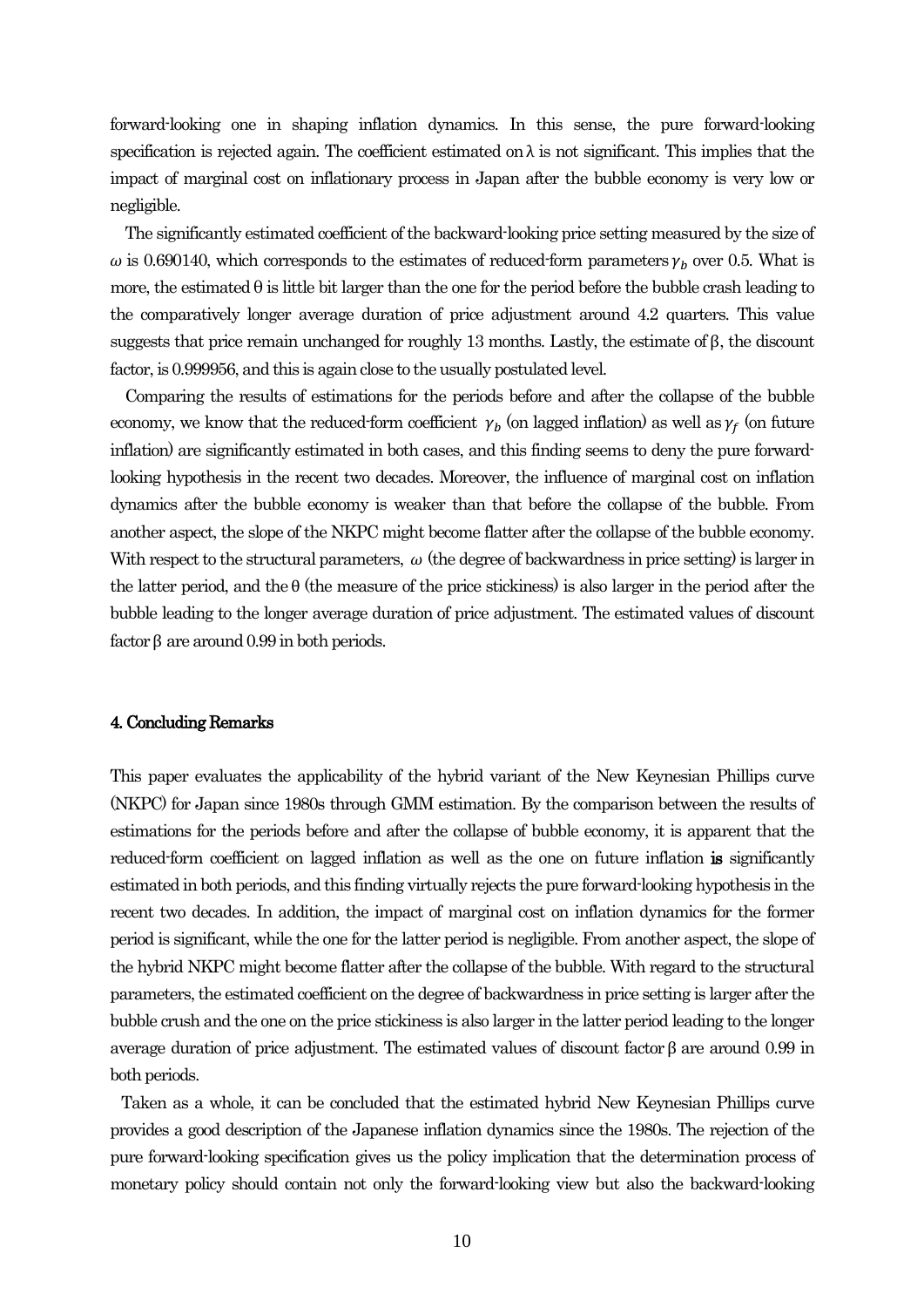forward-looking one in shaping inflation dynamics. In this sense, the pure forward-looking specification is rejected again. The coefficient estimated on $\lambda$ is not significant. This implies that the impact of marginal cost on inflationary process in Japan after the bubble economy is very low or negligible.

The significantly estimated coefficient of the backward-looking price setting measured by the size of $\omega$ is 0.690140, which corresponds to the estimates of reduced-form parameters $\gamma_b$ over 0.5. What is more, the estimated $\theta$ is little bit larger than the one for the period before the bubble crash leading to the comparatively longer average duration of price adjustment around 4.2 quarters. This value suggests that price remain unchanged for roughly 13 months. Lastly, the estimate of $\beta$, the discount factor, is 0.999956, and this is again close to the usually postulated level.

Comparing the results of estimations for the periods before and after the collapse of the bubble economy, we know that the reduced-form coefficient $\gamma_b$ (on lagged inflation) as well as $\gamma_f$ (on future inflation) are significantly estimated in both cases, and this finding seems to deny the pure forward-looking hypothesis in the recent two decades. Moreover, the influence of marginal cost on inflation dynamics after the bubble economy is weaker than that before the collapse of the bubble. From another aspect, the slope of the NKPC might become flatter after the collapse of the bubble economy. With respect to the structural parameters, $\omega$ (the degree of backwardness in price setting) is larger in the latter period, and the $\theta$ (the measure of the price stickiness) is also larger in the period after the bubble leading to the longer average duration of price adjustment. The estimated values of discount factor $\beta$ are around 0.99 in both periods.

#### 4. Concluding Remarks

This paper evaluates the applicability of the hybrid variant of the New Keynesian Phillips curve (NKPC) for Japan since 1980s through GMM estimation. By the comparison between the results of estimations for the periods before and after the collapse of bubble economy, it is apparent that the reduced-form coefficient on lagged inflation as well as the one on future inflation **is** significantly estimated in both periods, and this finding virtually rejects the pure forward-looking hypothesis in the recent two decades. In addition, the impact of marginal cost on inflation dynamics for the former period is significant, while the one for the latter period is negligible. From another aspect, the slope of the hybrid NKPC might become flatter after the collapse of the bubble. With regard to the structural parameters, the estimated coefficient on the degree of backwardness in price setting is larger after the bubble crush and the one on the price stickiness is also larger in the latter period leading to the longer average duration of price adjustment. The estimated values of discount factor $\beta$ are around 0.99 in both periods.

Taken as a whole, it can be concluded that the estimated hybrid New Keynesian Phillips curve provides a good description of the Japanese inflation dynamics since the 1980s. The rejection of the pure forward-looking specification gives us the policy implication that the determination process of monetary policy should contain not only the forward-looking view but also the backward-looking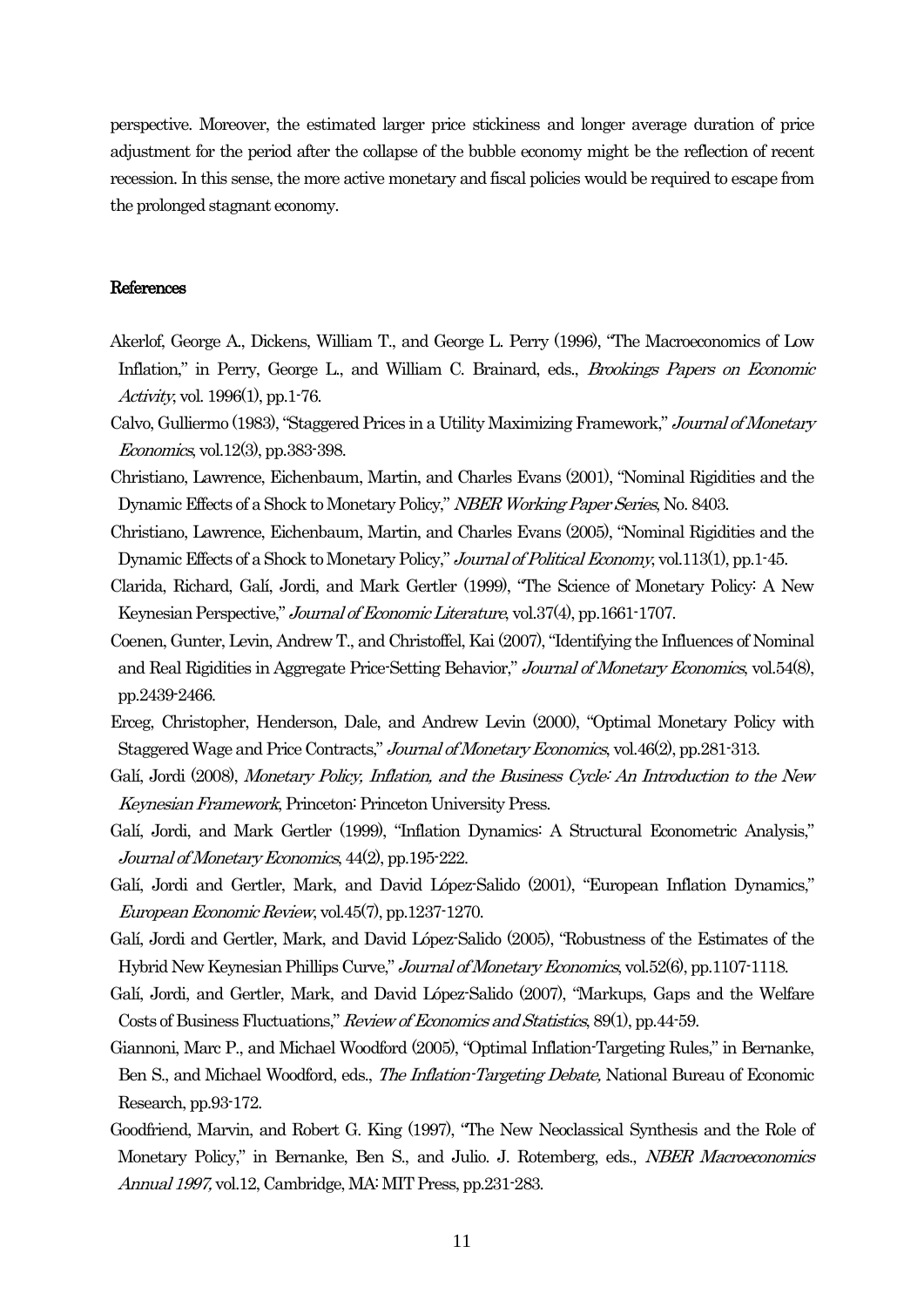perspective. Moreover, the estimated larger price stickiness and longer average duration of price adjustment for the period after the collapse of the bubble economy might be the reflection of recent recession. In this sense, the more active monetary and fiscal policies would be required to escape from the prolonged stagnant economy.

## References

Akerlof, George A., Dickens, William T., and George L. Perry (1996), "The Macroeconomics of Low Inflation," in Perry, George L., and William C. Brainard, eds., *Brookings Papers on Economic Activity*, vol. 1996(1), pp.1-76.

Calvo, Gulliermo (1983), "Staggered Prices in a Utility Maximizing Framework," *Journal of Monetary Economics*, vol.12(3), pp.383-398.

Christiano, Lawrence, Eichenbaum, Martin, and Charles Evans (2001), "Nominal Rigidities and the Dynamic Effects of a Shock to Monetary Policy," *NBER Working Paper Series*, No. 8403.

Christiano, Lawrence, Eichenbaum, Martin, and Charles Evans (2005), "Nominal Rigidities and the Dynamic Effects of a Shock to Monetary Policy," *Journal of Political Economy*, vol.113(1), pp.1-45.

Clarida, Richard, Galí, Jordi, and Mark Gertler (1999), "The Science of Monetary Policy: A New Keynesian Perspective," *Journal of Economic Literature*, vol.37(4), pp.1661-1707.

Coenen, Gunter, Levin, Andrew T., and Christoffel, Kai (2007), "Identifying the Influences of Nominal and Real Rigidities in Aggregate Price-Setting Behavior," *Journal of Monetary Economics*, vol.54(8), pp.2439-2466.

Erceg, Christopher, Henderson, Dale, and Andrew Levin (2000), "Optimal Monetary Policy with Staggered Wage and Price Contracts," *Journal of Monetary Economics*, vol.46(2), pp.281-313.

Galí, Jordi (2008), *Monetary Policy, Inflation, and the Business Cycle: An Introduction to the New Keynesian Framework*, Princeton: Princeton University Press.

Galí, Jordi, and Mark Gertler (1999), "Inflation Dynamics: A Structural Econometric Analysis," *Journal of Monetary Economics*, 44(2), pp.195-222.

Galí, Jordi and Gertler, Mark, and David López-Salido (2001), "European Inflation Dynamics," *European Economic Review*, vol.45(7), pp.1237-1270.

Galí, Jordi and Gertler, Mark, and David López-Salido (2005), "Robustness of the Estimates of the Hybrid New Keynesian Phillips Curve," *Journal of Monetary Economics*, vol.52(6), pp.1107-1118.

Galí, Jordi, and Gertler, Mark, and David López-Salido (2007), "Markups, Gaps and the Welfare Costs of Business Fluctuations," *Review of Economics and Statistics*, 89(1), pp.44-59.

Giannoni, Marc P., and Michael Woodford (2005), "Optimal Inflation-Targeting Rules," in Bernanke, Ben S., and Michael Woodford, eds., *The Inflation-Targeting Debate,* National Bureau of Economic Research, pp.93-172.

Goodfriend, Marvin, and Robert G. King (1997), "The New Neoclassical Synthesis and the Role of Monetary Policy," in Bernanke, Ben S., and Julio. J. Rotemberg, eds., *NBER Macroeconomics Annual 1997,* vol.12, Cambridge, MA: MIT Press, pp.231-283.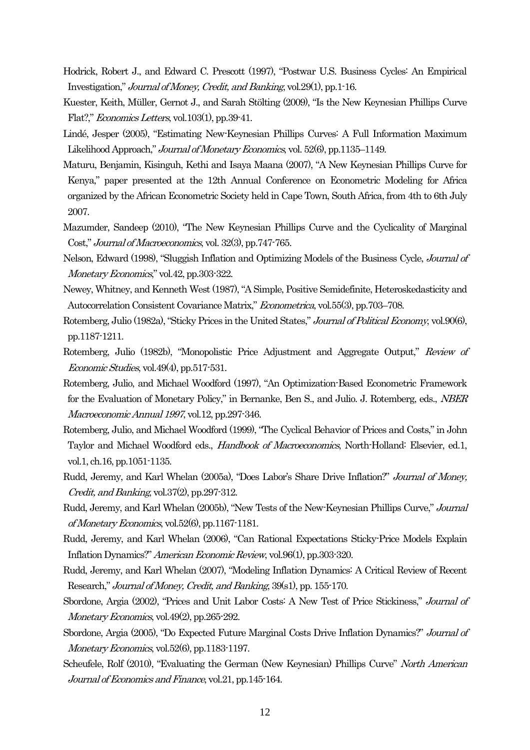Hodrick, Robert J., and Edward C. Prescott (1997), "Postwar U.S. Business Cycles: An Empirical Investigation," *Journal of Money, Credit, and Banking*, vol.29(1), pp.1-16.

Kuester, Keith, Müller, Gernot J., and Sarah Stölting (2009), "Is the New Keynesian Phillips Curve Flat?," *Economics Letters*, vol.103(1), pp.39-41.

Lindé, Jesper (2005), "Estimating New-Keynesian Phillips Curves: A Full Information Maximum Likelihood Approach," *Journal of Monetary Economics*, vol. 52(6), pp.1135–1149.

Maturu, Benjamin, Kisinguh, Kethi and Isaya Maana (2007), "A New Keynesian Phillips Curve for Kenya," paper presented at the 12th Annual Conference on Econometric Modeling for Africa organized by the African Econometric Society held in Cape Town, South Africa, from 4th to 6th July 2007.

Mazumder, Sandeep (2010), "The New Keynesian Phillips Curve and the Cyclicality of Marginal Cost," *Journal of Macroeconomics*, vol. 32(3), pp.747-765.

Nelson, Edward (1998), "Sluggish Inflation and Optimizing Models of the Business Cycle, *Journal of Monetary Economics*," vol.42, pp.303-322.

Newey, Whitney, and Kenneth West (1987), "A Simple, Positive Semidefinite, Heteroskedasticity and Autocorrelation Consistent Covariance Matrix," *Econometrica*, vol.55(3), pp.703–708.

Rotemberg, Julio (1982a), "Sticky Prices in the United States," *Journal of Political Economy*, vol.90(6), pp.1187-1211.

Rotemberg, Julio (1982b), "Monopolistic Price Adjustment and Aggregate Output," *Review of Economic Studies*, vol.49(4), pp.517-531.

Rotemberg, Julio, and Michael Woodford (1997), "An Optimization-Based Econometric Framework for the Evaluation of Monetary Policy," in Bernanke, Ben S., and Julio. J. Rotemberg, eds., *NBER Macroeconomic Annual 1997*, vol.12, pp.297-346.

Rotemberg, Julio, and Michael Woodford (1999), "The Cyclical Behavior of Prices and Costs," in John Taylor and Michael Woodford eds., *Handbook of Macroeconomics*, North-Holland: Elsevier, ed.1, vol.1, ch.16, pp.1051-1135.

Rudd, Jeremy, and Karl Whelan (2005a), "Does Labor's Share Drive Inflation?" *Journal of Money, Credit, and Banking*, vol.37(2), pp.297-312.

Rudd, Jeremy, and Karl Whelan (2005b), "New Tests of the New-Keynesian Phillips Curve," *Journal of Monetary Economics*, vol.52(6), pp.1167-1181.

Rudd, Jeremy, and Karl Whelan (2006), "Can Rational Expectations Sticky-Price Models Explain Inflation Dynamics?" *American Economic Review*, vol.96(1), pp.303-320.

Rudd, Jeremy, and Karl Whelan (2007), "Modeling Inflation Dynamics: A Critical Review of Recent Research," *Journal of Money, Credit, and Banking*, 39(s1), pp. 155-170.

Sbordone, Argia (2002), "Prices and Unit Labor Costs: A New Test of Price Stickiness," *Journal of Monetary Economics*, vol.49(2), pp.265-292.

Sbordone, Argia (2005), "Do Expected Future Marginal Costs Drive Inflation Dynamics?" *Journal of Monetary Economics*, vol.52(6), pp.1183-1197.

Scheufele, Rolf (2010), "Evaluating the German (New Keynesian) Phillips Curve" *North American Journal of Economics and Finance*, vol.21, pp.145-164.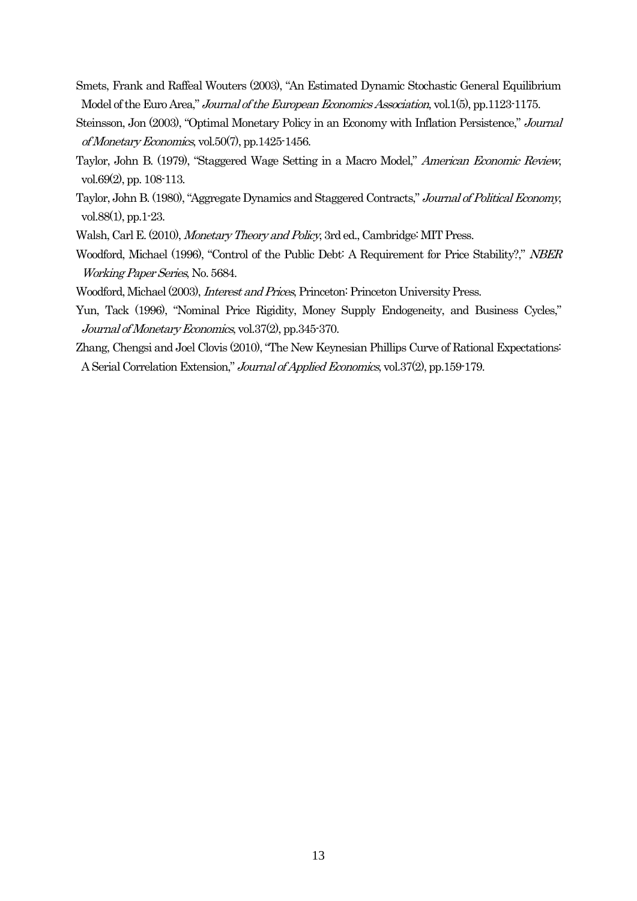Smets, Frank and Raffeal Wouters (2003), "An Estimated Dynamic Stochastic General Equilibrium Model of the Euro Area," *Journal of the European Economics Association*, vol.1(5), pp.1123-1175.

Steinsson, Jon (2003), "Optimal Monetary Policy in an Economy with Inflation Persistence," *Journal of Monetary Economics*, vol.50(7), pp.1425-1456.

Taylor, John B. (1979), "Staggered Wage Setting in a Macro Model," *American Economic Review*, vol.69(2), pp. 108-113.

Taylor, John B. (1980), "Aggregate Dynamics and Staggered Contracts," *Journal of Political Economy*, vol.88(1), pp.1-23.

Walsh, Carl E. (2010), *Monetary Theory and Policy*, 3rd ed., Cambridge: MIT Press.

Woodford, Michael (1996), "Control of the Public Debt: A Requirement for Price Stability?," *NBER Working Paper Series*, No. 5684.

Woodford, Michael (2003), *Interest and Prices*, Princeton: Princeton University Press.

Yun, Tack (1996), "Nominal Price Rigidity, Money Supply Endogeneity, and Business Cycles," *Journal of Monetary Economics*, vol.37(2), pp.345-370.

Zhang, Chengsi and Joel Clovis (2010), "The New Keynesian Phillips Curve of Rational Expectations: A Serial Correlation Extension," *Journal of Applied Economics*, vol.37(2), pp.159-179.